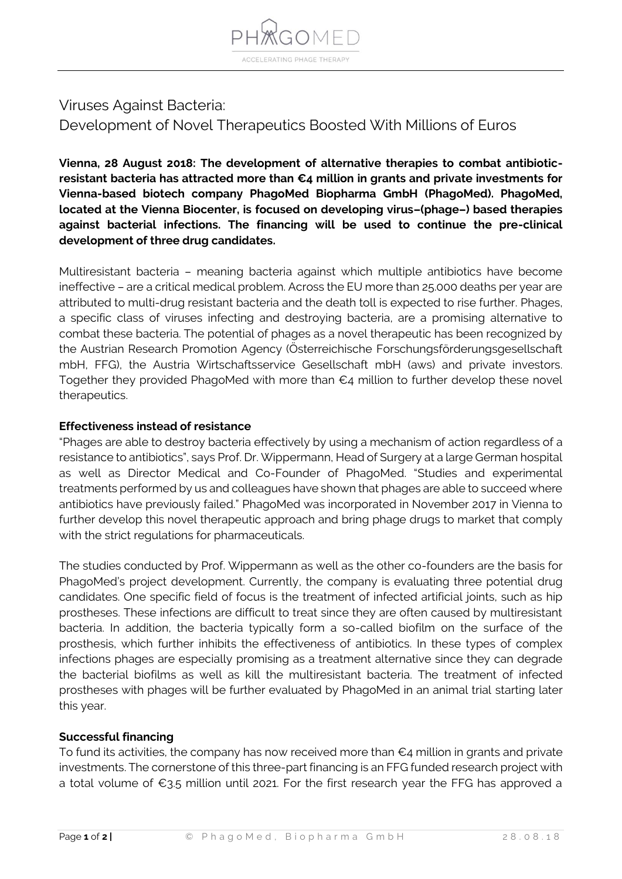# Viruses Against Bacteria:
# Development of Novel Therapeutics Boosted With Millions of Euros

**Vienna, 28 August 2018: The development of alternative therapies to combat antibiotic-resistant bacteria has attracted more than €4 million in grants and private investments for Vienna-based biotech company PhagoMed Biopharma GmbH (PhagoMed). PhagoMed, located at the Vienna Biocenter, is focused on developing virus–(phage–) based therapies against bacterial infections. The financing will be used to continue the pre-clinical development of three drug candidates.**

Multiresistant bacteria – meaning bacteria against which multiple antibiotics have become ineffective – are a critical medical problem. Across the EU more than 25.000 deaths per year are attributed to multi-drug resistant bacteria and the death toll is expected to rise further. Phages, a specific class of viruses infecting and destroying bacteria, are a promising alternative to combat these bacteria. The potential of phages as a novel therapeutic has been recognized by the Austrian Research Promotion Agency (Österreichische Forschungsförderungsgesellschaft mbH, FFG), the Austria Wirtschaftsservice Gesellschaft mbH (aws) and private investors. Together they provided PhagoMed with more than €4 million to further develop these novel therapeutics.

## Effectiveness instead of resistance

"Phages are able to destroy bacteria effectively by using a mechanism of action regardless of a resistance to antibiotics", says Prof. Dr. Wippermann, Head of Surgery at a large German hospital as well as Director Medical and Co-Founder of PhagoMed. "Studies and experimental treatments performed by us and colleagues have shown that phages are able to succeed where antibiotics have previously failed." PhagoMed was incorporated in November 2017 in Vienna to further develop this novel therapeutic approach and bring phage drugs to market that comply with the strict regulations for pharmaceuticals.

The studies conducted by Prof. Wippermann as well as the other co-founders are the basis for PhagoMed's project development. Currently, the company is evaluating three potential drug candidates. One specific field of focus is the treatment of infected artificial joints, such as hip prostheses. These infections are difficult to treat since they are often caused by multiresistant bacteria. In addition, the bacteria typically form a so-called biofilm on the surface of the prosthesis, which further inhibits the effectiveness of antibiotics. In these types of complex infections phages are especially promising as a treatment alternative since they can degrade the bacterial biofilms as well as kill the multiresistant bacteria. The treatment of infected prostheses with phages will be further evaluated by PhagoMed in an animal trial starting later this year.

## Successful financing

To fund its activities, the company has now received more than €4 million in grants and private investments. The cornerstone of this three-part financing is an FFG funded research project with a total volume of €3.5 million until 2021. For the first research year the FFG has approved a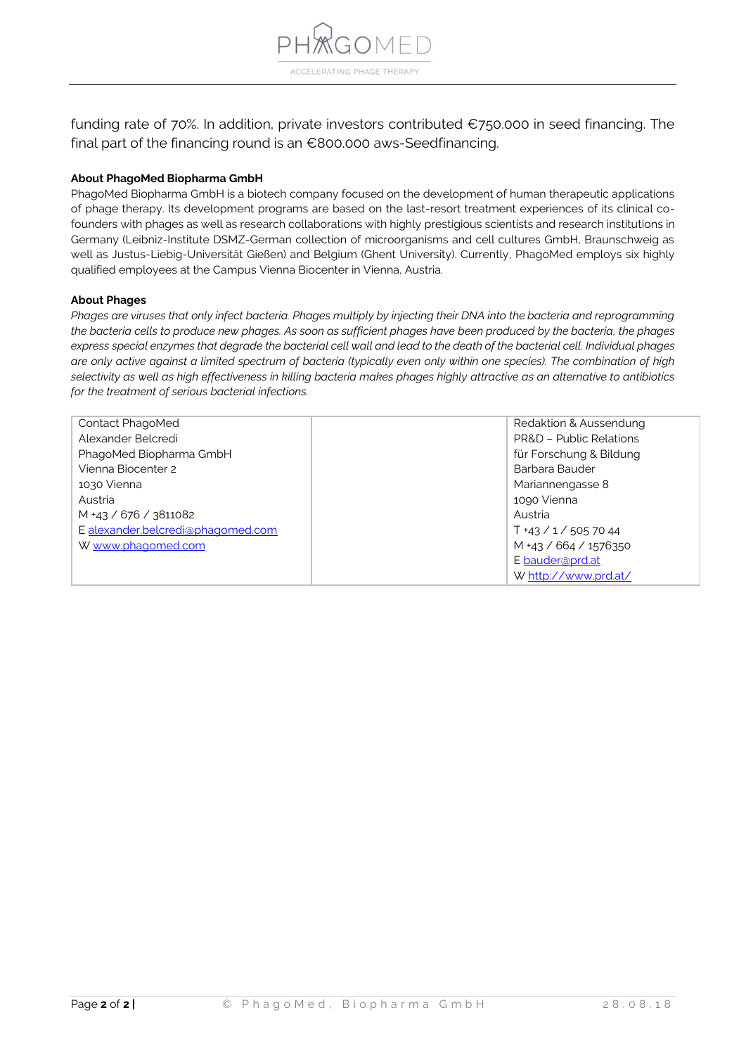funding rate of 70%. In addition, private investors contributed €750.000 in seed financing. The final part of the financing round is an €800.000 aws-Seedfinancing.

**About PhagoMed Biopharma GmbH**

PhagoMed Biopharma GmbH is a biotech company focused on the development of human therapeutic applications of phage therapy. Its development programs are based on the last-resort treatment experiences of its clinical co-founders with phages as well as research collaborations with highly prestigious scientists and research institutions in Germany (Leibniz-Institute DSMZ-German collection of microorganisms and cell cultures GmbH, Braunschweig as well as Justus-Liebig-Universität Gießen) and Belgium (Ghent University). Currently, PhagoMed employs six highly qualified employees at the Campus Vienna Biocenter in Vienna, Austria.

**About Phages**

*Phages are viruses that only infect bacteria. Phages multiply by injecting their DNA into the bacteria and reprogramming the bacteria cells to produce new phages. As soon as sufficient phages have been produced by the bacteria, the phages express special enzymes that degrade the bacterial cell wall and lead to the death of the bacterial cell. Individual phages are only active against a limited spectrum of bacteria (typically even only within one species). The combination of high selectivity as well as high effectiveness in killing bacteria makes phages highly attractive as an alternative to antibiotics for the treatment of serious bacterial infections.*

| | | |
|---|---|---|
| Contact PhagoMed<br>Alexander Belcredi<br>PhagoMed Biopharma GmbH<br>Vienna Biocenter 2<br>1030 Vienna<br>Austria<br>M +43 / 676 / 3811082<br>E alexander.belcredi@phagomed.com<br>W www.phagomed.com | | Redaktion & Aussendung<br>PR&D – Public Relations<br>für Forschung & Bildung<br>Barbara Bauder<br>Mariannengasse 8<br>1090 Vienna<br>Austria<br>T +43 / 1 / 505 70 44<br>M +43 / 664 / 1576350<br>E bauder@prd.at<br>W http://www.prd.at/ |